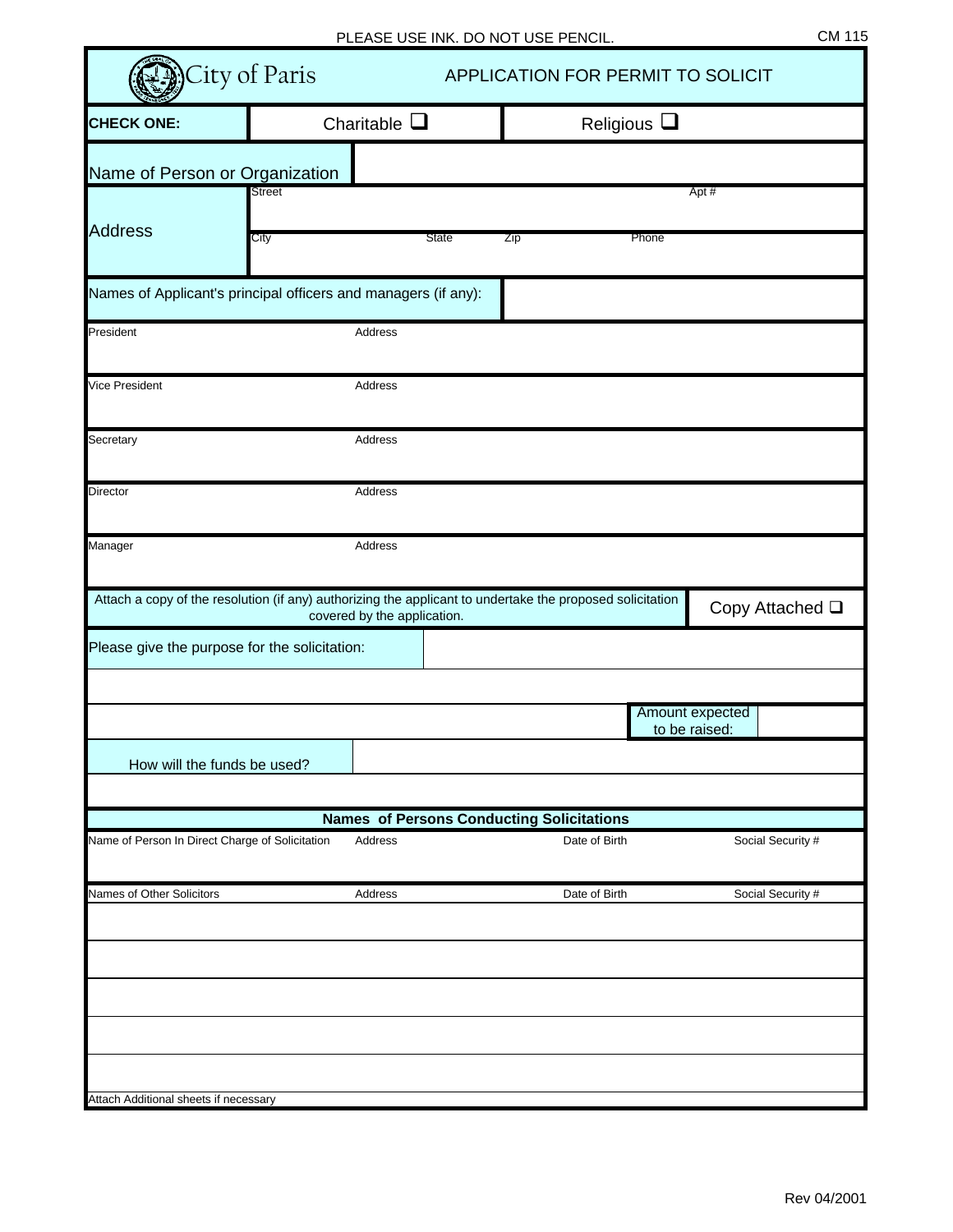PLEASE USE INK. DO NOT USE PENCIL.

CM 115

# City of Paris

## APPLICATION FOR PERMIT TO SOLICIT

**CHECK ONE:** Charitable ☐ Religious ☐

| Name of Person or Organization | |
|---|---|
| Address | Street / Apt # |
| | City / State / Zip / Phone |

Names of Applicant's principal officers and managers (if any):

| | |
|---|---|
| President | Address |
| Vice President | Address |
| Secretary | Address |
| Director | Address |
| Manager | Address |

Attach a copy of the resolution (if any) authorizing the applicant to undertake the proposed solicitation covered by the application. Copy Attached ☐

Please give the purpose for the solicitation:

Amount expected to be raised:

How will the funds be used?

### Names of Persons Conducting Solicitations

| Name of Person In Direct Charge of Solicitation | Address | Date of Birth | Social Security # |
|---|---|---|---|
| | | | |

| Names of Other Solicitors | Address | Date of Birth | Social Security # |
|---|---|---|---|
| | | | |
| | | | |
| | | | |
| | | | |
| | | | |

Attach Additional sheets if necessary

Rev 04/2001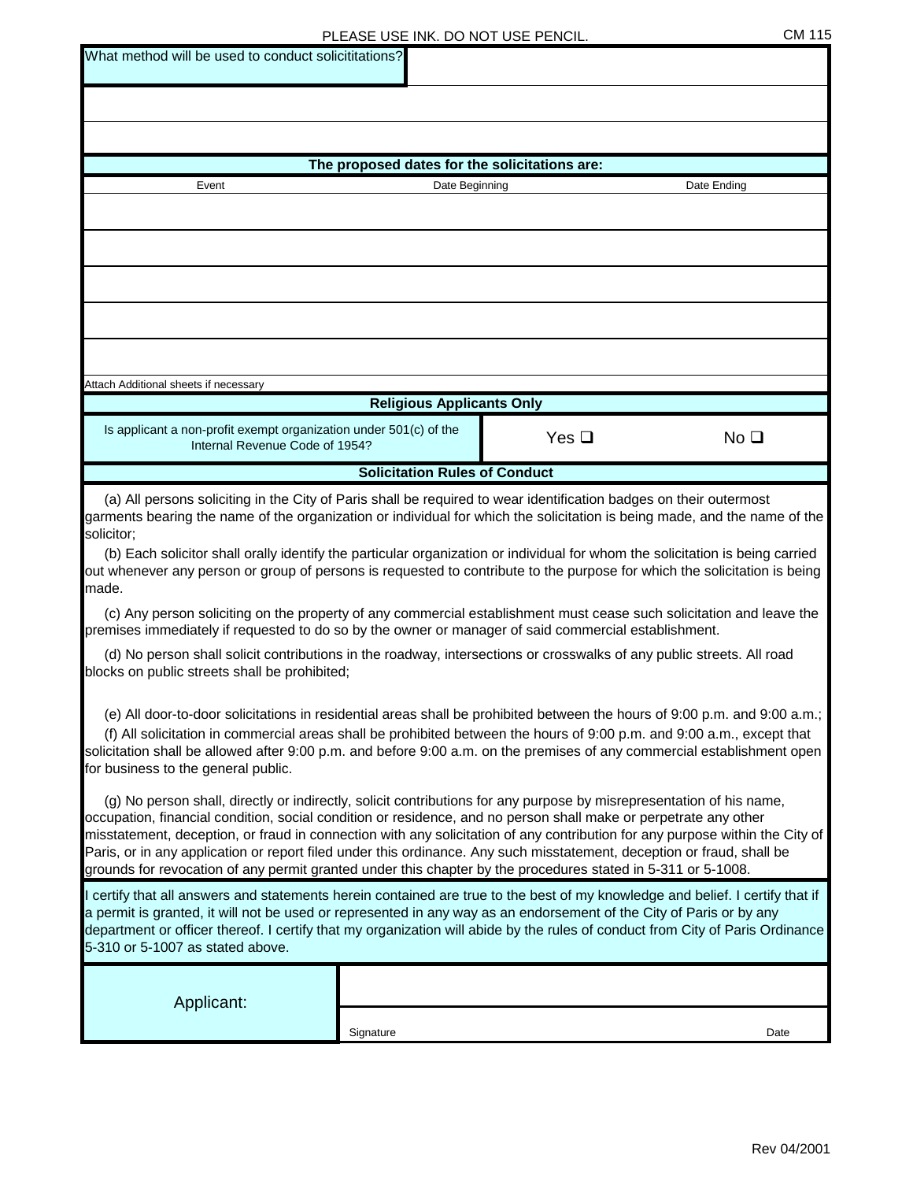PLEASE USE INK. DO NOT USE PENCIL.

CM 115

| What method will be used to conduct solicititations? | |
|---|---|
| | |
| | |

**The proposed dates for the solicitations are:**

| Event | Date Beginning | Date Ending |
|---|---|---|
| | | |
| | | |
| | | |
| | | |
| | | |

Attach Additional sheets if necessary

**Religious Applicants Only**

| | | |
|---|---|---|
| Is applicant a non-profit exempt organization under 501(c) of the Internal Revenue Code of 1954? | Yes ❑ | No ❑ |

**Solicitation Rules of Conduct**

(a) All persons soliciting in the City of Paris shall be required to wear identification badges on their outermost garments bearing the name of the organization or individual for which the solicitation is being made, and the name of the solicitor;

(b) Each solicitor shall orally identify the particular organization or individual for whom the solicitation is being carried out whenever any person or group of persons is requested to contribute to the purpose for which the solicitation is being made.

(c) Any person soliciting on the property of any commercial establishment must cease such solicitation and leave the premises immediately if requested to do so by the owner or manager of said commercial establishment.

(d) No person shall solicit contributions in the roadway, intersections or crosswalks of any public streets. All road blocks on public streets shall be prohibited;

(e) All door-to-door solicitations in residential areas shall be prohibited between the hours of 9:00 p.m. and 9:00 a.m.;

(f) All solicitation in commercial areas shall be prohibited between the hours of 9:00 p.m. and 9:00 a.m., except that solicitation shall be allowed after 9:00 p.m. and before 9:00 a.m. on the premises of any commercial establishment open for business to the general public.

(g) No person shall, directly or indirectly, solicit contributions for any purpose by misrepresentation of his name, occupation, financial condition, social condition or residence, and no person shall make or perpetrate any other misstatement, deception, or fraud in connection with any solicitation of any contribution for any purpose within the City of Paris, or in any application or report filed under this ordinance. Any such misstatement, deception or fraud, shall be grounds for revocation of any permit granted under this chapter by the procedures stated in 5-311 or 5-1008.

I certify that all answers and statements herein contained are true to the best of my knowledge and belief. I certify that if a permit is granted, it will not be used or represented in any way as an endorsement of the City of Paris or by any department or officer thereof. I certify that my organization will abide by the rules of conduct from City of Paris Ordinance 5-310 or 5-1007 as stated above.

| | | |
|---|---|---|
| Applicant: | | |
| | Signature | Date |

Rev 04/2001